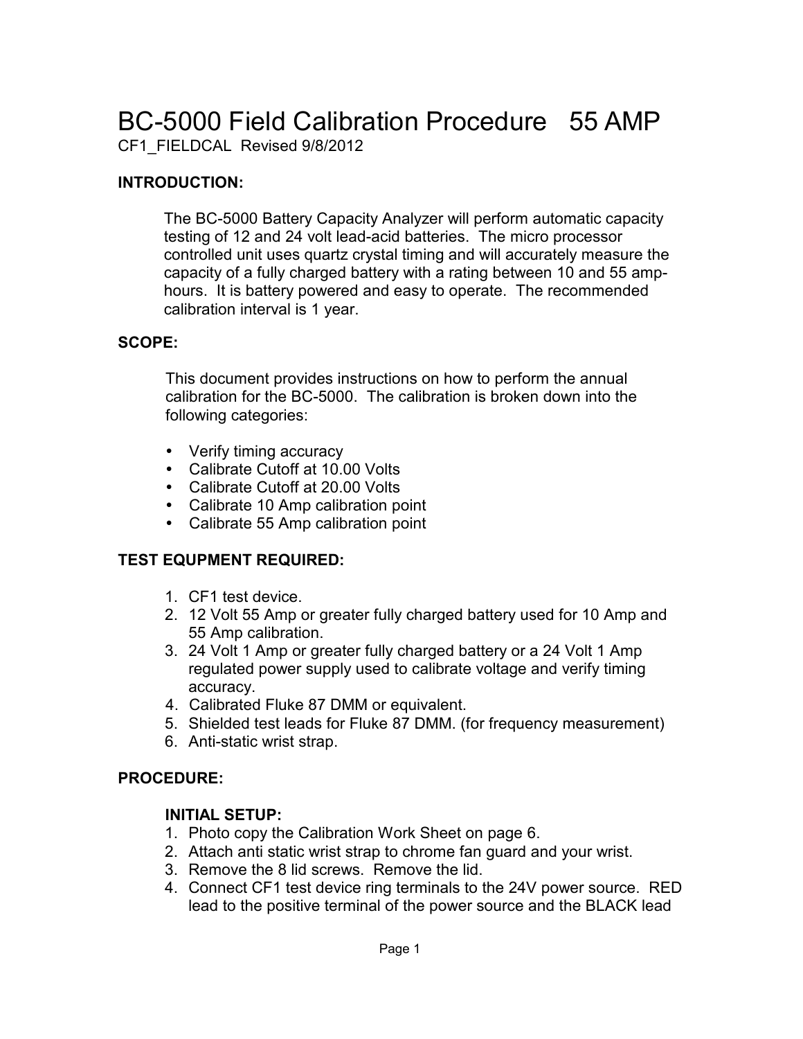# BC-5000 Field Calibration Procedure 55 AMP

CF1_FIELDCAL Revised 9/8/2012

**INTRODUCTION:**

The BC-5000 Battery Capacity Analyzer will perform automatic capacity testing of 12 and 24 volt lead-acid batteries. The micro processor controlled unit uses quartz crystal timing and will accurately measure the capacity of a fully charged battery with a rating between 10 and 55 amp-hours. It is battery powered and easy to operate. The recommended calibration interval is 1 year.

**SCOPE:**

This document provides instructions on how to perform the annual calibration for the BC-5000. The calibration is broken down into the following categories:

- Verify timing accuracy
- Calibrate Cutoff at 10.00 Volts
- Calibrate Cutoff at 20.00 Volts
- Calibrate 10 Amp calibration point
- Calibrate 55 Amp calibration point

**TEST EQUPMENT REQUIRED:**

1. CF1 test device.
2. 12 Volt 55 Amp or greater fully charged battery used for 10 Amp and 55 Amp calibration.
3. 24 Volt 1 Amp or greater fully charged battery or a 24 Volt 1 Amp regulated power supply used to calibrate voltage and verify timing accuracy.
4. Calibrated Fluke 87 DMM or equivalent.
5. Shielded test leads for Fluke 87 DMM. (for frequency measurement)
6. Anti-static wrist strap.

**PROCEDURE:**

**INITIAL SETUP:**

1. Photo copy the Calibration Work Sheet on page 6.
2. Attach anti static wrist strap to chrome fan guard and your wrist.
3. Remove the 8 lid screws. Remove the lid.
4. Connect CF1 test device ring terminals to the 24V power source. RED lead to the positive terminal of the power source and the BLACK lead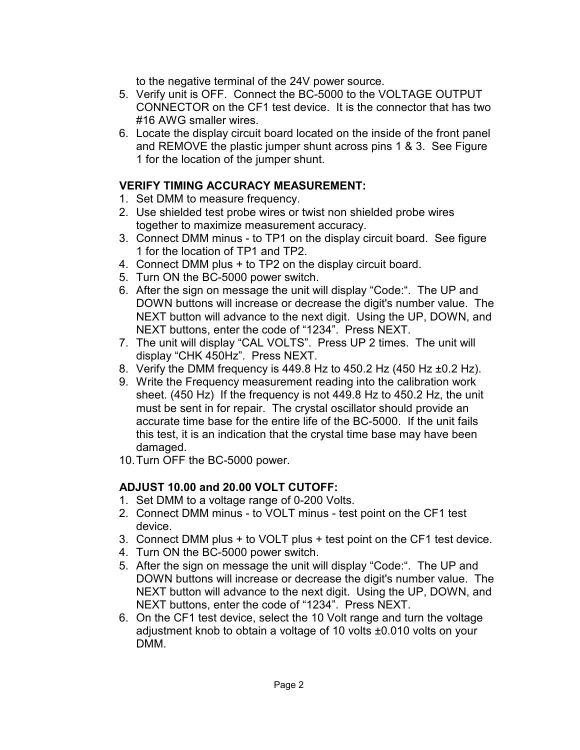to the negative terminal of the 24V power source.

5. Verify unit is OFF. Connect the BC-5000 to the VOLTAGE OUTPUT CONNECTOR on the CF1 test device. It is the connector that has two #16 AWG smaller wires.
6. Locate the display circuit board located on the inside of the front panel and REMOVE the plastic jumper shunt across pins 1 & 3. See Figure 1 for the location of the jumper shunt.

**VERIFY TIMING ACCURACY MEASUREMENT:**

1. Set DMM to measure frequency.
2. Use shielded test probe wires or twist non shielded probe wires together to maximize measurement accuracy.
3. Connect DMM minus - to TP1 on the display circuit board. See figure 1 for the location of TP1 and TP2.
4. Connect DMM plus + to TP2 on the display circuit board.
5. Turn ON the BC-5000 power switch.
6. After the sign on message the unit will display “Code:“. The UP and DOWN buttons will increase or decrease the digit's number value. The NEXT button will advance to the next digit. Using the UP, DOWN, and NEXT buttons, enter the code of “1234”. Press NEXT.
7. The unit will display “CAL VOLTS”. Press UP 2 times. The unit will display “CHK 450Hz”. Press NEXT.
8. Verify the DMM frequency is 449.8 Hz to 450.2 Hz (450 Hz ±0.2 Hz).
9. Write the Frequency measurement reading into the calibration work sheet. (450 Hz) If the frequency is not 449.8 Hz to 450.2 Hz, the unit must be sent in for repair. The crystal oscillator should provide an accurate time base for the entire life of the BC-5000. If the unit fails this test, it is an indication that the crystal time base may have been damaged.
10. Turn OFF the BC-5000 power.

**ADJUST 10.00 and 20.00 VOLT CUTOFF:**

1. Set DMM to a voltage range of 0-200 Volts.
2. Connect DMM minus - to VOLT minus - test point on the CF1 test device.
3. Connect DMM plus + to VOLT plus + test point on the CF1 test device.
4. Turn ON the BC-5000 power switch.
5. After the sign on message the unit will display “Code:“. The UP and DOWN buttons will increase or decrease the digit's number value. The NEXT button will advance to the next digit. Using the UP, DOWN, and NEXT buttons, enter the code of “1234”. Press NEXT.
6. On the CF1 test device, select the 10 Volt range and turn the voltage adjustment knob to obtain a voltage of 10 volts ±0.010 volts on your DMM.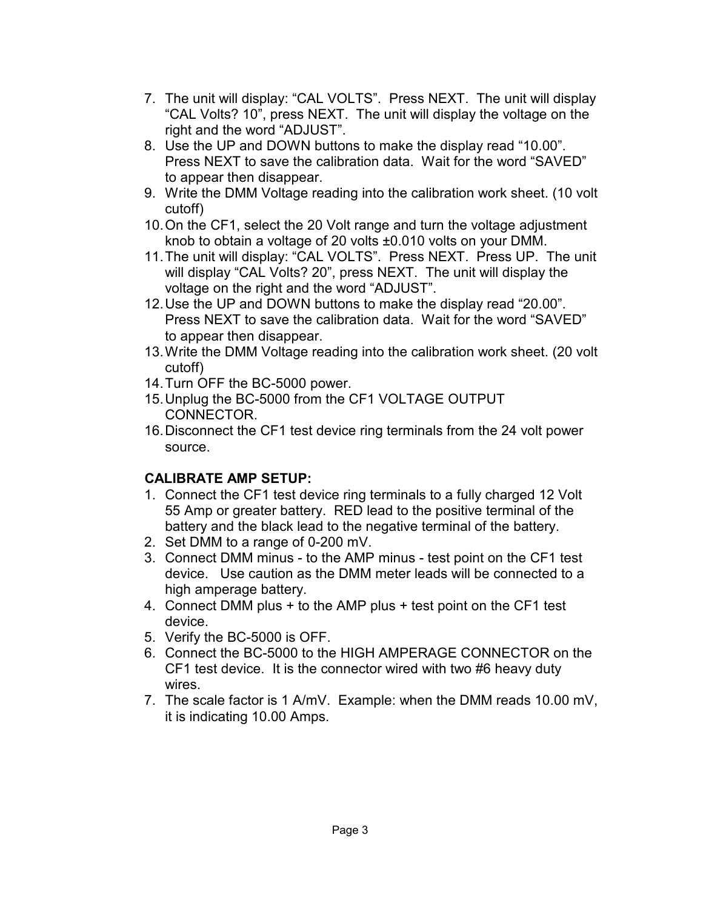7. The unit will display: “CAL VOLTS”. Press NEXT. The unit will display “CAL Volts? 10”, press NEXT. The unit will display the voltage on the right and the word “ADJUST”.
8. Use the UP and DOWN buttons to make the display read “10.00”. Press NEXT to save the calibration data. Wait for the word “SAVED” to appear then disappear.
9. Write the DMM Voltage reading into the calibration work sheet. (10 volt cutoff)
10. On the CF1, select the 20 Volt range and turn the voltage adjustment knob to obtain a voltage of 20 volts ±0.010 volts on your DMM.
11. The unit will display: “CAL VOLTS”. Press NEXT. Press UP. The unit will display “CAL Volts? 20”, press NEXT. The unit will display the voltage on the right and the word “ADJUST”.
12. Use the UP and DOWN buttons to make the display read “20.00”. Press NEXT to save the calibration data. Wait for the word “SAVED” to appear then disappear.
13. Write the DMM Voltage reading into the calibration work sheet. (20 volt cutoff)
14. Turn OFF the BC-5000 power.
15. Unplug the BC-5000 from the CF1 VOLTAGE OUTPUT CONNECTOR.
16. Disconnect the CF1 test device ring terminals from the 24 volt power source.

**CALIBRATE AMP SETUP:**

1. Connect the CF1 test device ring terminals to a fully charged 12 Volt 55 Amp or greater battery. RED lead to the positive terminal of the battery and the black lead to the negative terminal of the battery.
2. Set DMM to a range of 0-200 mV.
3. Connect DMM minus - to the AMP minus - test point on the CF1 test device. Use caution as the DMM meter leads will be connected to a high amperage battery.
4. Connect DMM plus + to the AMP plus + test point on the CF1 test device.
5. Verify the BC-5000 is OFF.
6. Connect the BC-5000 to the HIGH AMPERAGE CONNECTOR on the CF1 test device. It is the connector wired with two #6 heavy duty wires.
7. The scale factor is 1 A/mV. Example: when the DMM reads 10.00 mV, it is indicating 10.00 Amps.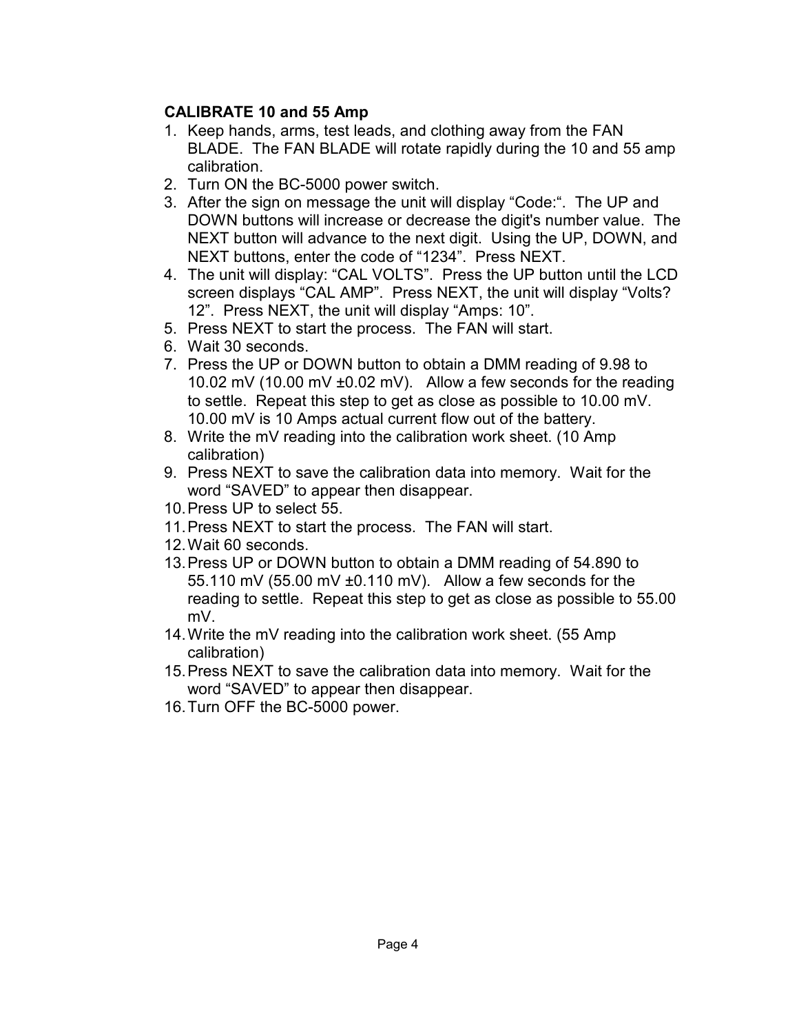**CALIBRATE 10 and 55 Amp**

1. Keep hands, arms, test leads, and clothing away from the FAN BLADE. The FAN BLADE will rotate rapidly during the 10 and 55 amp calibration.
2. Turn ON the BC-5000 power switch.
3. After the sign on message the unit will display "Code:". The UP and DOWN buttons will increase or decrease the digit's number value. The NEXT button will advance to the next digit. Using the UP, DOWN, and NEXT buttons, enter the code of "1234". Press NEXT.
4. The unit will display: "CAL VOLTS". Press the UP button until the LCD screen displays "CAL AMP". Press NEXT, the unit will display "Volts? 12". Press NEXT, the unit will display "Amps: 10".
5. Press NEXT to start the process. The FAN will start.
6. Wait 30 seconds.
7. Press the UP or DOWN button to obtain a DMM reading of 9.98 to 10.02 mV (10.00 mV ±0.02 mV). Allow a few seconds for the reading to settle. Repeat this step to get as close as possible to 10.00 mV. 10.00 mV is 10 Amps actual current flow out of the battery.
8. Write the mV reading into the calibration work sheet. (10 Amp calibration)
9. Press NEXT to save the calibration data into memory. Wait for the word "SAVED" to appear then disappear.
10. Press UP to select 55.
11. Press NEXT to start the process. The FAN will start.
12. Wait 60 seconds.
13. Press UP or DOWN button to obtain a DMM reading of 54.890 to 55.110 mV (55.00 mV ±0.110 mV). Allow a few seconds for the reading to settle. Repeat this step to get as close as possible to 55.00 mV.
14. Write the mV reading into the calibration work sheet. (55 Amp calibration)
15. Press NEXT to save the calibration data into memory. Wait for the word "SAVED" to appear then disappear.
16. Turn OFF the BC-5000 power.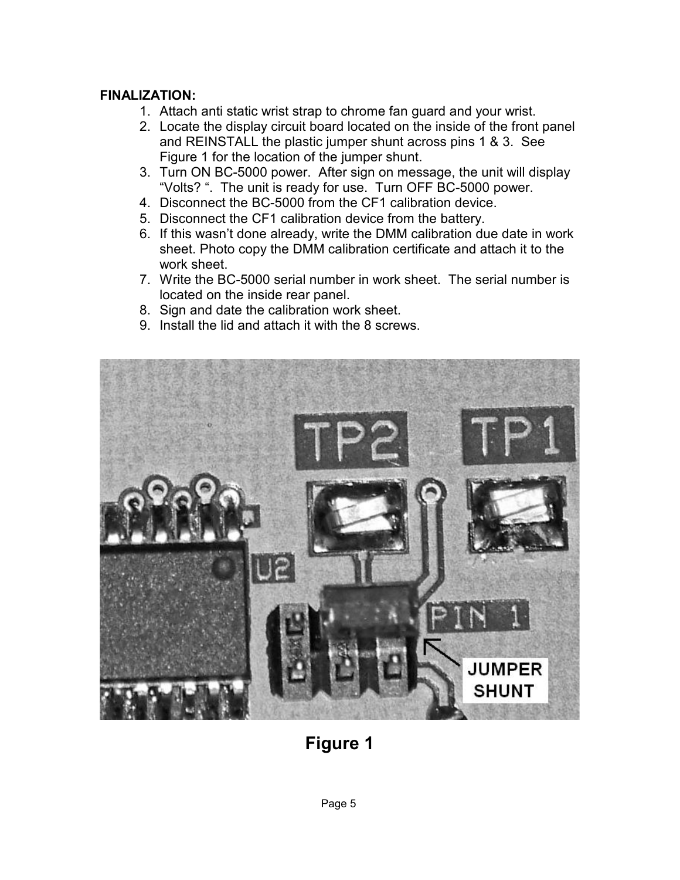**FINALIZATION:**

1. Attach anti static wrist strap to chrome fan guard and your wrist.
2. Locate the display circuit board located on the inside of the front panel and REINSTALL the plastic jumper shunt across pins 1 & 3. See Figure 1 for the location of the jumper shunt.
3. Turn ON BC-5000 power. After sign on message, the unit will display "Volts? ". The unit is ready for use. Turn OFF BC-5000 power.
4. Disconnect the BC-5000 from the CF1 calibration device.
5. Disconnect the CF1 calibration device from the battery.
6. If this wasn't done already, write the DMM calibration due date in work sheet. Photo copy the DMM calibration certificate and attach it to the work sheet.
7. Write the BC-5000 serial number in work sheet. The serial number is located on the inside rear panel.
8. Sign and date the calibration work sheet.
9. Install the lid and attach it with the 8 screws.

**Figure 1**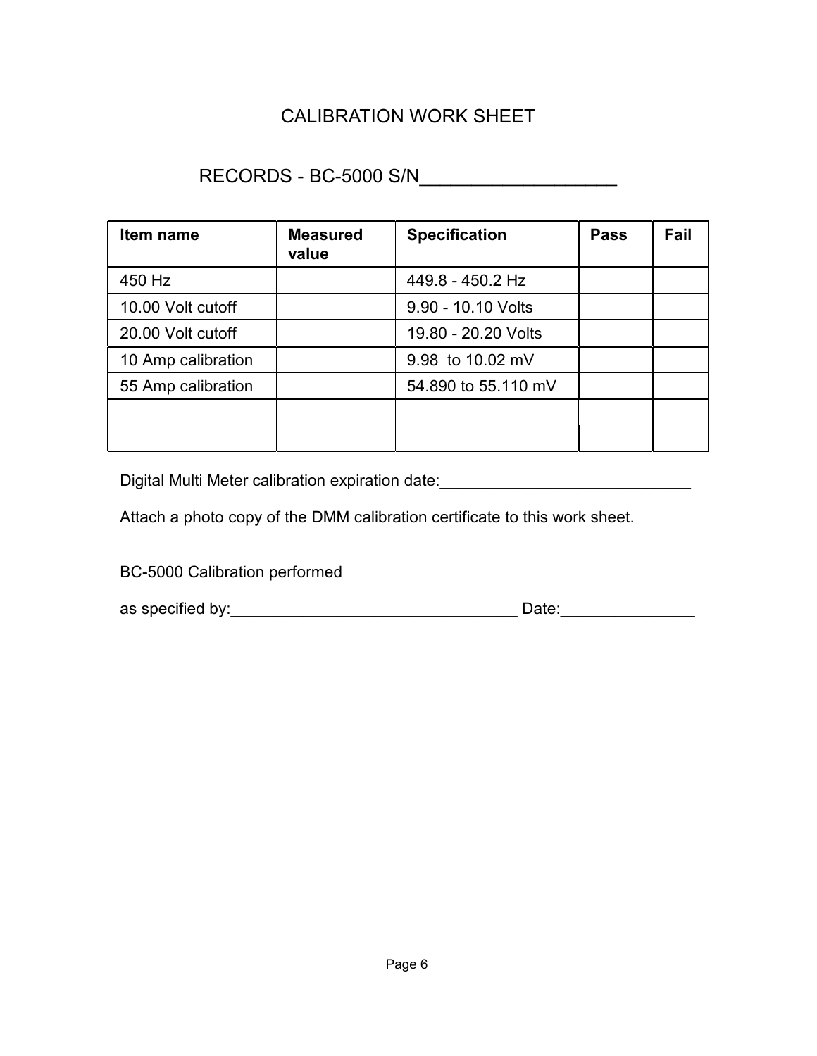# CALIBRATION WORK SHEET

## RECORDS - BC-5000 S/N___________________

| **Item name** | **Measured value** | **Specification** | **Pass** | **Fail** |
|---|---|---|---|---|
| 450 Hz | | 449.8 - 450.2 Hz | | |
| 10.00 Volt cutoff | | 9.90 - 10.10 Volts | | |
| 20.00 Volt cutoff | | 19.80 - 20.20 Volts | | |
| 10 Amp calibration | | 9.98 to 10.02 mV | | |
| 55 Amp calibration | | 54.890 to 55.110 mV | | |
| | | | | |
| | | | | |

Digital Multi Meter calibration expiration date:____________________________

Attach a photo copy of the DMM calibration certificate to this work sheet.

BC-5000 Calibration performed

as specified by:________________________________ Date:_______________